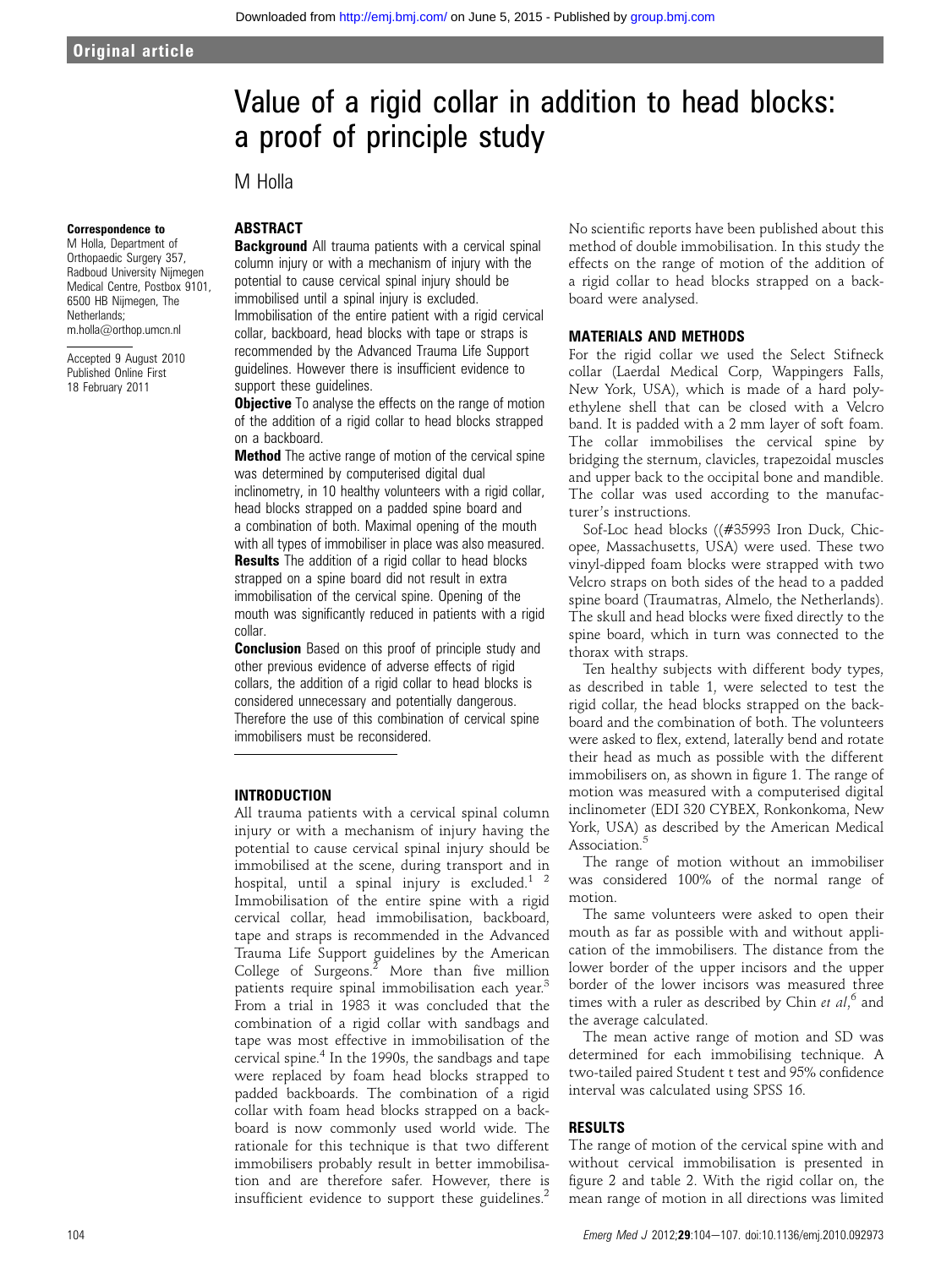Original article

# Value of a rigid collar in addition to head blocks: a proof of principle study

M Holla

**Correspondence to**
M Holla, Department of Orthopaedic Surgery 357, Radboud University Nijmegen Medical Centre, Postbox 9101, 6500 HB Nijmegen, The Netherlands; m.holla@orthop.umcn.nl

Accepted 9 August 2010
Published Online First 18 February 2011

## ABSTRACT

**Background** All trauma patients with a cervical spinal column injury or with a mechanism of injury with the potential to cause cervical spinal injury should be immobilised until a spinal injury is excluded. Immobilisation of the entire patient with a rigid cervical collar, backboard, head blocks with tape or straps is recommended by the Advanced Trauma Life Support guidelines. However there is insufficient evidence to support these guidelines.

**Objective** To analyse the effects on the range of motion of the addition of a rigid collar to head blocks strapped on a backboard.

**Method** The active range of motion of the cervical spine was determined by computerised digital dual inclinometry, in 10 healthy volunteers with a rigid collar, head blocks strapped on a padded spine board and a combination of both. Maximal opening of the mouth with all types of immobiliser in place was also measured.

**Results** The addition of a rigid collar to head blocks strapped on a spine board did not result in extra immobilisation of the cervical spine. Opening of the mouth was significantly reduced in patients with a rigid collar.

**Conclusion** Based on this proof of principle study and other previous evidence of adverse effects of rigid collars, the addition of a rigid collar to head blocks is considered unnecessary and potentially dangerous. Therefore the use of this combination of cervical spine immobilisers must be reconsidered.

## INTRODUCTION

All trauma patients with a cervical spinal column injury or with a mechanism of injury having the potential to cause cervical spinal injury should be immobilised at the scene, during transport and in hospital, until a spinal injury is excluded.[1 2] Immobilisation of the entire spine with a rigid cervical collar, head immobilisation, backboard, tape and straps is recommended in the Advanced Trauma Life Support guidelines by the American College of Surgeons.[2] More than five million patients require spinal immobilisation each year.[3] From a trial in 1983 it was concluded that the combination of a rigid collar with sandbags and tape was most effective in immobilisation of the cervical spine.[4] In the 1990s, the sandbags and tape were replaced by foam head blocks strapped to padded backboards. The combination of a rigid collar with foam head blocks strapped on a backboard is now commonly used world wide. The rationale for this technique is that two different immobilisers probably result in better immobilisation and are therefore safer. However, there is insufficient evidence to support these guidelines.[2] No scientific reports have been published about this method of double immobilisation. In this study the effects on the range of motion of the addition of a rigid collar to head blocks strapped on a backboard were analysed.

## MATERIALS AND METHODS

For the rigid collar we used the Select Stifneck collar (Laerdal Medical Corp, Wappingers Falls, New York, USA), which is made of a hard polyethylene shell that can be closed with a Velcro band. It is padded with a 2 mm layer of soft foam. The collar immobilises the cervical spine by bridging the sternum, clavicles, trapezoidal muscles and upper back to the occipital bone and mandible. The collar was used according to the manufacturer's instructions.

Sof-Loc head blocks ((#35993 Iron Duck, Chicopee, Massachusetts, USA) were used. These two vinyl-dipped foam blocks were strapped with two Velcro straps on both sides of the head to a padded spine board (Traumatras, Almelo, the Netherlands). The skull and head blocks were fixed directly to the spine board, which in turn was connected to the thorax with straps.

Ten healthy subjects with different body types, as described in table 1, were selected to test the rigid collar, the head blocks strapped on the backboard and the combination of both. The volunteers were asked to flex, extend, laterally bend and rotate their head as much as possible with the different immobilisers on, as shown in figure 1. The range of motion was measured with a computerised digital inclinometer (EDI 320 CYBEX, Ronkonkoma, New York, USA) as described by the American Medical Association.[5]

The range of motion without an immobiliser was considered 100% of the normal range of motion.

The same volunteers were asked to open their mouth as far as possible with and without application of the immobilisers. The distance from the lower border of the upper incisors and the upper border of the lower incisors was measured three times with a ruler as described by Chin *et al*,[6] and the average calculated.

The mean active range of motion and SD was determined for each immobilising technique. A two-tailed paired Student t test and 95% confidence interval was calculated using SPSS 16.

## RESULTS

The range of motion of the cervical spine with and without cervical immobilisation is presented in figure 2 and table 2. With the rigid collar on, the mean range of motion in all directions was limited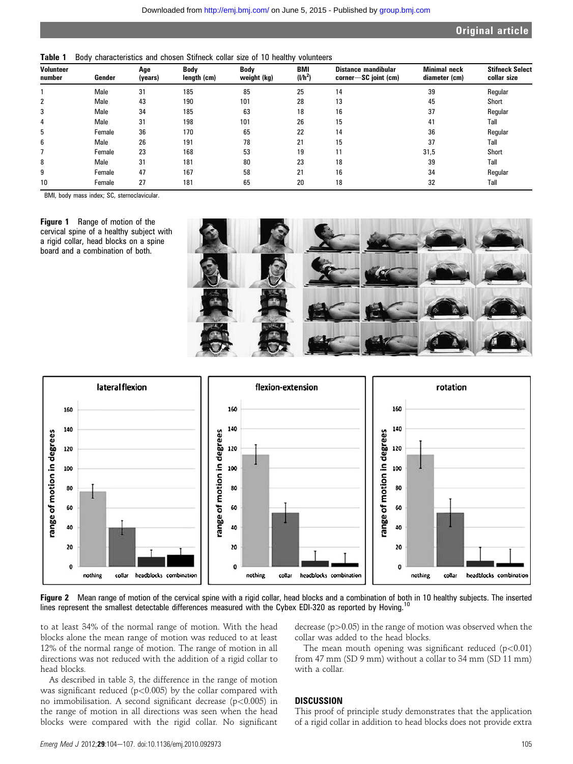Table 1 Body characteristics and chosen Stifneck collar size of 10 healthy volunteers

| Volunteer number | Gender | Age (years) | Body length (cm) | Body weight (kg) | BMI ($l/h^2$) | Distance mandibular corner—SC joint (cm) | Minimal neck diameter (cm) | Stifneck Select collar size |
|---|---|---|---|---|---|---|---|---|
| 1 | Male | 31 | 185 | 85 | 25 | 14 | 39 | Regular |
| 2 | Male | 43 | 190 | 101 | 28 | 13 | 45 | Short |
| 3 | Male | 34 | 185 | 63 | 18 | 16 | 37 | Regular |
| 4 | Male | 31 | 198 | 101 | 26 | 15 | 41 | Tall |
| 5 | Female | 36 | 170 | 65 | 22 | 14 | 36 | Regular |
| 6 | Male | 26 | 191 | 78 | 21 | 15 | 37 | Tall |
| 7 | Female | 23 | 168 | 53 | 19 | 11 | 31,5 | Short |
| 8 | Male | 31 | 181 | 80 | 23 | 18 | 39 | Tall |
| 9 | Female | 47 | 167 | 58 | 21 | 16 | 34 | Regular |
| 10 | Female | 27 | 181 | 65 | 20 | 18 | 32 | Tall |

BMI, body mass index; SC, sternoclavicular.

**Figure 1** Range of motion of the cervical spine of a healthy subject with a rigid collar, head blocks on a spine board and a combination of both.

**Figure 2** Mean range of motion of the cervical spine with a rigid collar, head blocks and a combination of both in 10 healthy subjects. The inserted lines represent the smallest detectable differences measured with the Cybex EDI-320 as reported by Hoving.[10]

to at least 34% of the normal range of motion. With the head blocks alone the mean range of motion was reduced to at least 12% of the normal range of motion. The range of motion in all directions was not reduced with the addition of a rigid collar to head blocks.

As described in table 3, the difference in the range of motion was significant reduced ($p<0.005$) by the collar compared with no immobilisation. A second significant decrease ($p<0.005$) in the range of motion in all directions was seen when the head blocks were compared with the rigid collar. No significant decrease ($p>0.05$) in the range of motion was observed when the collar was added to the head blocks.

The mean mouth opening was significant reduced ($p<0.01$) from 47 mm (SD 9 mm) without a collar to 34 mm (SD 11 mm) with a collar.

## DISCUSSION

This proof of principle study demonstrates that the application of a rigid collar in addition to head blocks does not provide extra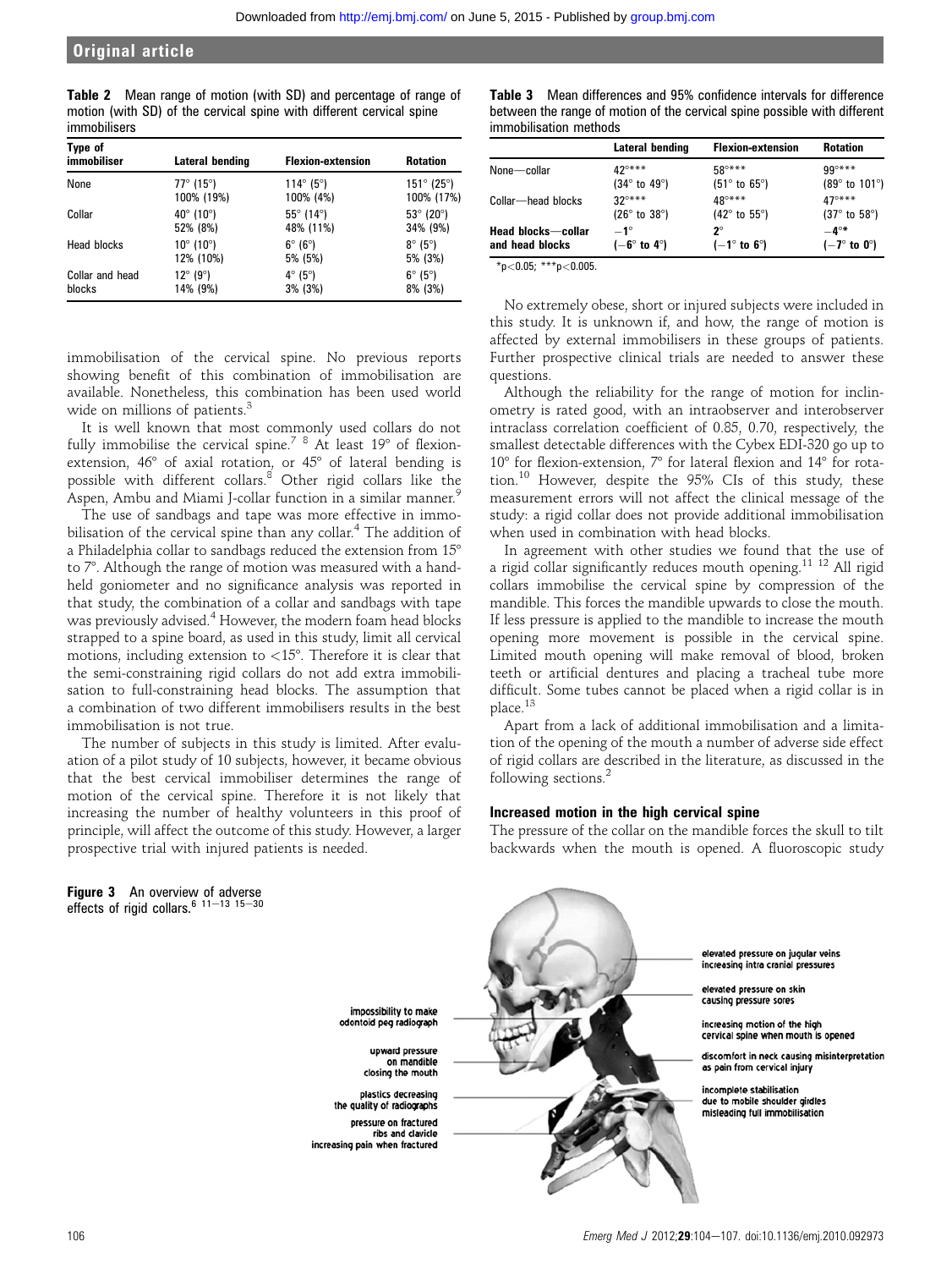**Table 2** Mean range of motion (with SD) and percentage of range of motion (with SD) of the cervical spine with different cervical spine immobilisers

| Type of immobiliser | Lateral bending | Flexion-extension | Rotation |
|---|---|---|---|
| None | 77° (15°) 100% (19%) | 114° (5°) 100% (4%) | 151° (25°) 100% (17%) |
| Collar | 40° (10°) 52% (8%) | 55° (14°) 48% (11%) | 53° (20°) 34% (9%) |
| Head blocks | 10° (10°) 12% (10%) | 6° (6°) 5% (5%) | 8° (5°) 5% (3%) |
| Collar and head blocks | 12° (9°) 14% (9%) | 4° (5°) 3% (3%) | 6° (5°) 8% (3%) |

**Table 3** Mean differences and 95% confidence intervals for difference between the range of motion of the cervical spine possible with different immobilisation methods

| | Lateral bending | Flexion-extension | Rotation |
|---|---|---|---|
| None—collar | 42°*** (34° to 49°) | 58°*** (51° to 65°) | 99°*** (89° to 101°) |
| Collar—head blocks | 32°*** (26° to 38°) | 48°*** (42° to 55°) | 47°*** (37° to 58°) |
| **Head blocks—collar and head blocks** | **−1°** **(−6° to 4°)** | **2°** **(−1° to 6°)** | **−4°*** **(−7° to 0°)** |

*p<0.05; ***p<0.005.

immobilisation of the cervical spine. No previous reports showing benefit of this combination of immobilisation are available. Nonetheless, this combination has been used world wide on millions of patients.[3]

It is well known that most commonly used collars do not fully immobilise the cervical spine.[7 8] At least 19° of flexion-extension, 46° of axial rotation, or 45° of lateral bending is possible with different collars.[8] Other rigid collars like the Aspen, Ambu and Miami J-collar function in a similar manner.[9]

The use of sandbags and tape was more effective in immobilisation of the cervical spine than any collar.[4] The addition of a Philadelphia collar to sandbags reduced the extension from 15° to 7°. Although the range of motion was measured with a handheld goniometer and no significance analysis was reported in that study, the combination of a collar and sandbags with tape was previously advised.[4] However, the modern foam head blocks strapped to a spine board, as used in this study, limit all cervical motions, including extension to <15°. Therefore it is clear that the semi-constraining rigid collars do not add extra immobilisation to full-constraining head blocks. The assumption that a combination of two different immobilisers results in the best immobilisation is not true.

The number of subjects in this study is limited. After evaluation of a pilot study of 10 subjects, however, it became obvious that the best cervical immobiliser determines the range of motion of the cervical spine. Therefore it is not likely that increasing the number of healthy volunteers in this proof of principle, will affect the outcome of this study. However, a larger prospective trial with injured patients is needed.

No extremely obese, short or injured subjects were included in this study. It is unknown if, and how, the range of motion is affected by external immobilisers in these groups of patients. Further prospective clinical trials are needed to answer these questions.

Although the reliability for the range of motion for inclinometry is rated good, with an intraobserver and interobserver intraclass correlation coefficient of 0.85, 0.70, respectively, the smallest detectable differences with the Cybex EDI-320 go up to 10° for flexion-extension, 7° for lateral flexion and 14° for rotation.[10] However, despite the 95% CIs of this study, these measurement errors will not affect the clinical message of the study: a rigid collar does not provide additional immobilisation when used in combination with head blocks.

In agreement with other studies we found that the use of a rigid collar significantly reduces mouth opening.[11 12] All rigid collars immobilise the cervical spine by compression of the mandible. This forces the mandible upwards to close the mouth. If less pressure is applied to the mandible to increase the mouth opening more movement is possible in the cervical spine. Limited mouth opening will make removal of blood, broken teeth or artificial dentures and placing a tracheal tube more difficult. Some tubes cannot be placed when a rigid collar is in place.[13]

Apart from a lack of additional immobilisation and a limitation of the opening of the mouth a number of adverse side effect of rigid collars are described in the literature, as discussed in the following sections.[2]

## Increased motion in the high cervical spine

The pressure of the collar on the mandible forces the skull to tilt backwards when the mouth is opened. A fluoroscopic study

**Figure 3** An overview of adverse effects of rigid collars.[6 11–13 15–30]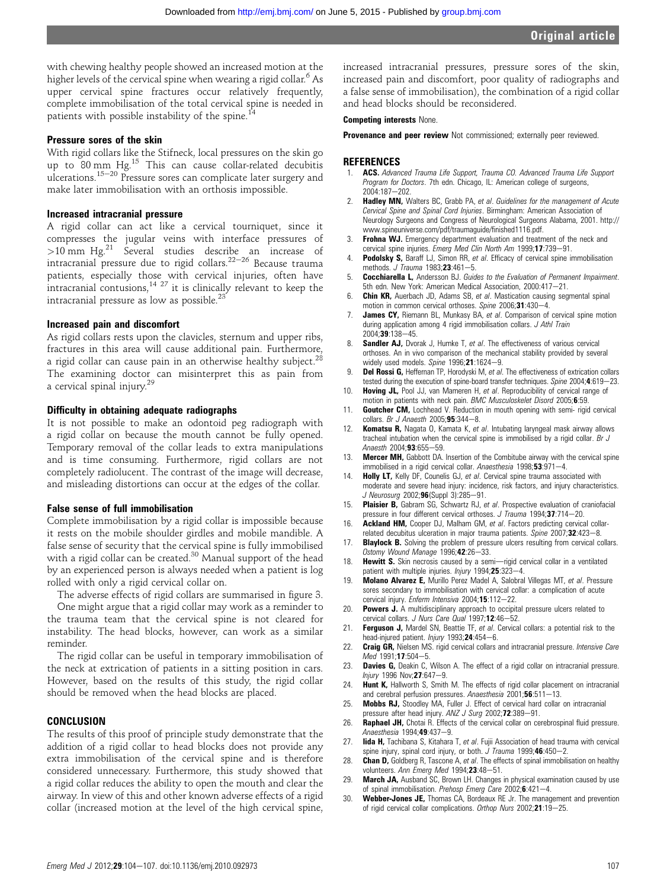with chewing healthy people showed an increased motion at the higher levels of the cervical spine when wearing a rigid collar.[6] As upper cervical spine fractures occur relatively frequently, complete immobilisation of the total cervical spine is needed in patients with possible instability of the spine.[14]

### Pressure sores of the skin

With rigid collars like the Stifneck, local pressures on the skin go up to 80 mm Hg.[15] This can cause collar-related decubitis ulcerations.[15–20] Pressure sores can complicate later surgery and make later immobilisation with an orthosis impossible.

### Increased intracranial pressure

A rigid collar can act like a cervical tourniquet, since it compresses the jugular veins with interface pressures of >10 mm Hg.[21] Several studies describe an increase of intracranial pressure due to rigid collars.[22–26] Because trauma patients, especially those with cervical injuries, often have intracranial contusions,[14 27] it is clinically relevant to keep the intracranial pressure as low as possible.[23]

### Increased pain and discomfort

As rigid collars rests upon the clavicles, sternum and upper ribs, fractures in this area will cause additional pain. Furthermore, a rigid collar can cause pain in an otherwise healthy subject.[28] The examining doctor can misinterpret this as pain from a cervical spinal injury.[29]

### Difficulty in obtaining adequate radiographs

It is not possible to make an odontoid peg radiograph with a rigid collar on because the mouth cannot be fully opened. Temporary removal of the collar leads to extra manipulations and is time consuming. Furthermore, rigid collars are not completely radiolucent. The contrast of the image will decrease, and misleading distortions can occur at the edges of the collar.

### False sense of full immobilisation

Complete immobilisation by a rigid collar is impossible because it rests on the mobile shoulder girdles and mobile mandible. A false sense of security that the cervical spine is fully immobilised with a rigid collar can be created.[30] Manual support of the head by an experienced person is always needed when a patient is log rolled with only a rigid cervical collar on.

The adverse effects of rigid collars are summarised in figure 3.

One might argue that a rigid collar may work as a reminder to the trauma team that the cervical spine is not cleared for instability. The head blocks, however, can work as a similar reminder.

The rigid collar can be useful in temporary immobilisation of the neck at extrication of patients in a sitting position in cars. However, based on the results of this study, the rigid collar should be removed when the head blocks are placed.

## CONCLUSION

The results of this proof of principle study demonstrate that the addition of a rigid collar to head blocks does not provide any extra immobilisation of the cervical spine and is therefore considered unnecessary. Furthermore, this study showed that a rigid collar reduces the ability to open the mouth and clear the airway. In view of this and other known adverse effects of a rigid collar (increased motion at the level of the high cervical spine, increased intracranial pressures, pressure sores of the skin, increased pain and discomfort, poor quality of radiographs and a false sense of immobilisation), the combination of a rigid collar and head blocks should be reconsidered.

**Competing interests** None.

**Provenance and peer review** Not commissioned; externally peer reviewed.

## REFERENCES

1. **ACS.** *Advanced Trauma Life Support, Trauma CO. Advanced Trauma Life Support Program for Doctors*. 7th edn. Chicago, IL: American college of surgeons, 2004:187–202.
2. **Hadley MN,** Walters BC, Grabb PA, *et al*. *Guidelines for the management of Acute Cervical Spine and Spinal Cord Injuries*. Birmingham: American Association of Neurology Surgeons and Congress of Neurological Surgeons Alabama, 2001. http://www.spineuniverse.com/pdf/traumaguide/finished1116.pdf.
3. **Frohna WJ.** Emergency department evaluation and treatment of the neck and cervical spine injuries. *Emerg Med Clin North Am* 1999;**17**:739–91.
4. **Podolsky S,** Baraff LJ, Simon RR, *et al*. Efficacy of cervical spine immobilisation methods. *J Trauma* 1983;**23**:461–5.
5. **Cocchiarella L,** Andersson BJ. *Guides to the Evaluation of Permanent Impairment*. 5th edn. New York: American Medical Association, 2000:417–21.
6. **Chin KR,** Auerbach JD, Adams SB, *et al*. Mastication causing segmental spinal motion in common cervical orthoses. *Spine* 2006;**31**:430–4.
7. **James CY,** Riemann BL, Munkasy BA, *et al*. Comparison of cervical spine motion during application among 4 rigid immobilisation collars. *J Athl Train* 2004;**39**:138–45.
8. **Sandler AJ,** Dvorak J, Humke T, *et al*. The effectiveness of various cervical orthoses. An in vivo comparison of the mechanical stability provided by several widely used models. *Spine* 1996;**21**:1624–9.
9. **Del Rossi G,** Heffernan TP, Horodyski M, *et al*. The effectiveness of extrication collars tested during the execution of spine-board transfer techniques. *Spine* 2004;**4**:619–23.
10. **Hoving JL,** Pool JJ, van Mameren H, *et al*. Reproducibility of cervical range of motion in patients with neck pain. *BMC Musculoskelet Disord* 2005;**6**:59.
11. **Goutcher CM,** Lochhead V. Reduction in mouth opening with semi- rigid cervical collars. *Br J Anaesth* 2005;**95**:344–8.
12. **Komatsu R,** Nagata O, Kamata K, *et al*. Intubating laryngeal mask airway allows tracheal intubation when the cervical spine is immobilised by a rigid collar. *Br J Anaesth* 2004;**93**:655–59.
13. **Mercer MH,** Gabbott DA. Insertion of the Combitube airway with the cervical spine immobilised in a rigid cervical collar. *Anaesthesia* 1998;**53**:971–4.
14. **Holly LT,** Kelly DF, Counelis GJ, *et al*. Cervical spine trauma associated with moderate and severe head injury: incidence, risk factors, and injury characteristics. *J Neurosurg* 2002;**96**(Suppl 3):285–91.
15. **Plaisier B,** Gabram SG, Schwartz RJ, *et al*. Prospective evaluation of craniofacial pressure in four different cervical orthoses. *J Trauma* 1994;**37**:714–20.
16. **Ackland HM,** Cooper DJ, Malham GM, *et al*. Factors predicting cervical collar-related decubitus ulceration in major trauma patients. *Spine* 2007;**32**:423–8.
17. **Blaylock B.** Solving the problem of pressure ulcers resulting from cervical collars. *Ostomy Wound Manage* 1996;**42**:26–33.
18. **Hewitt S.** Skin necrosis caused by a semi—rigid cervical collar in a ventilated patient with multiple injuries. *Injury* 1994;**25**:323–4.
19. **Molano Alvarez E,** Murillo Perez Madel A, Salobral Villegas MT, *et al*. Pressure sores secondary to immobilisation with cervical collar: a complication of acute cervical injury. *Enferm Intensiva* 2004;**15**:112–22.
20. **Powers J.** A multidisciplinary approach to occipital pressure ulcers related to cervical collars. *J Nurs Care Qual* 1997;**12**:46–52.
21. **Ferguson J,** Mardel SN, Beattie TF, *et al*. Cervical collars: a potential risk to the head-injured patient. *Injury* 1993;**24**:454–6.
22. **Craig GR,** Nielsen MS. rigid cervical collars and intracranial pressure. *Intensive Care Med* 1991;**17**:504–5.
23. **Davies G,** Deakin C, Wilson A. The effect of a rigid collar on intracranial pressure. *Injury* 1996 Nov;**27**:647–9.
24. **Hunt K,** Hallworth S, Smith M. The effects of rigid collar placement on intracranial and cerebral perfusion pressures. *Anaesthesia* 2001;**56**:511–13.
25. **Mobbs RJ,** Stoodley MA, Fuller J. Effect of cervical hard collar on intracranial pressure after head injury. *ANZ J Surg* 2002;**72**:389–91.
26. **Raphael JH,** Chotai R. Effects of the cervical collar on cerebrospinal fluid pressure. *Anaesthesia* 1994;**49**:437–9.
27. **Iida H,** Tachibana S, Kitahara T, *et al*. Fujii Association of head trauma with cervical spine injury, spinal cord injury, or both. *J Trauma* 1999;**46**:450–2.
28. **Chan D,** Goldberg R, Tascone A, *et al*. The effects of spinal immobilisation on healthy volunteers. *Ann Emerg Med* 1994;**23**:48–51.
29. **March JA,** Ausband SC, Brown LH. Changes in physical examination caused by use of spinal immobilisation. *Prehosp Emerg Care* 2002;**6**:421–4.
30. **Webber-Jones JE,** Thomas CA, Bordeaux RE Jr. The management and prevention of rigid cervical collar complications. *Orthop Nurs* 2002;**21**:19–25.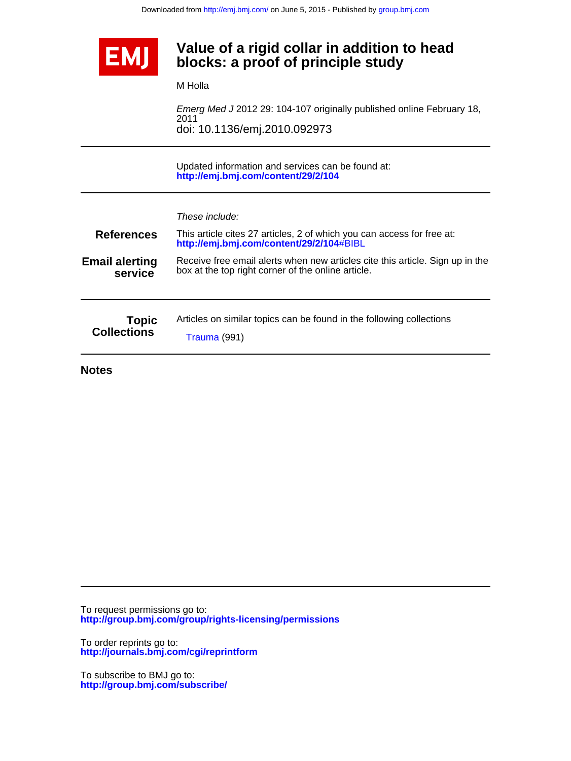Downloaded from http://emj.bmj.com/ on June 5, 2015 - Published by group.bmj.com

EMJ

# Value of a rigid collar in addition to head blocks: a proof of principle study

M Holla

*Emerg Med J* 2012 29: 104-107 originally published online February 18, 2011
doi: 10.1136/emj.2010.092973

Updated information and services can be found at:
**http://emj.bmj.com/content/29/2/104**

*These include:*

**References**

This article cites 27 articles, 2 of which you can access for free at:
**http://emj.bmj.com/content/29/2/104**#BIBL

**Email alerting service**

Receive free email alerts when new articles cite this article. Sign up in the box at the top right corner of the online article.

**Topic Collections**

Articles on similar topics can be found in the following collections

Trauma (991)

## Notes

To request permissions go to:
**http://group.bmj.com/group/rights-licensing/permissions**

To order reprints go to:
**http://journals.bmj.com/cgi/reprintform**

To subscribe to BMJ go to:
**http://group.bmj.com/subscribe/**